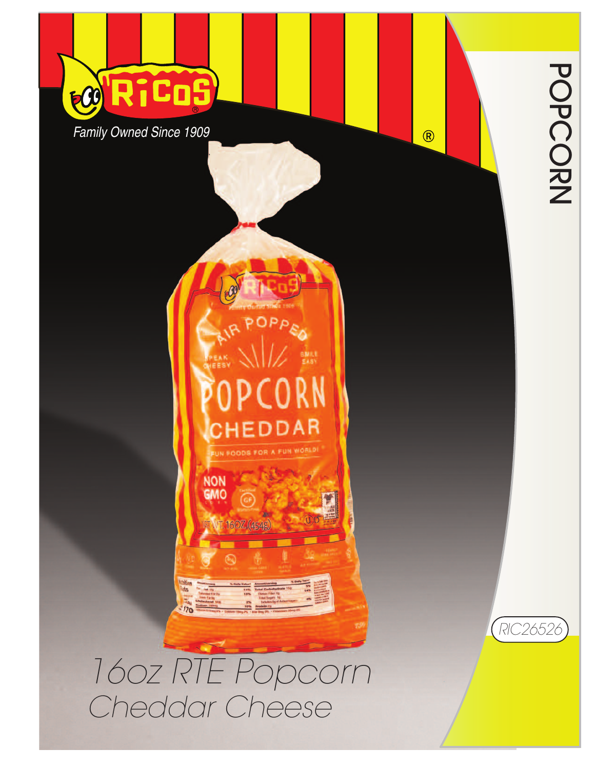# RICOS®

*Family Owned Since 1909*

®

POPCORN

RIC26526

# *16oz RTE Popcorn*

## *Cheddar Cheese*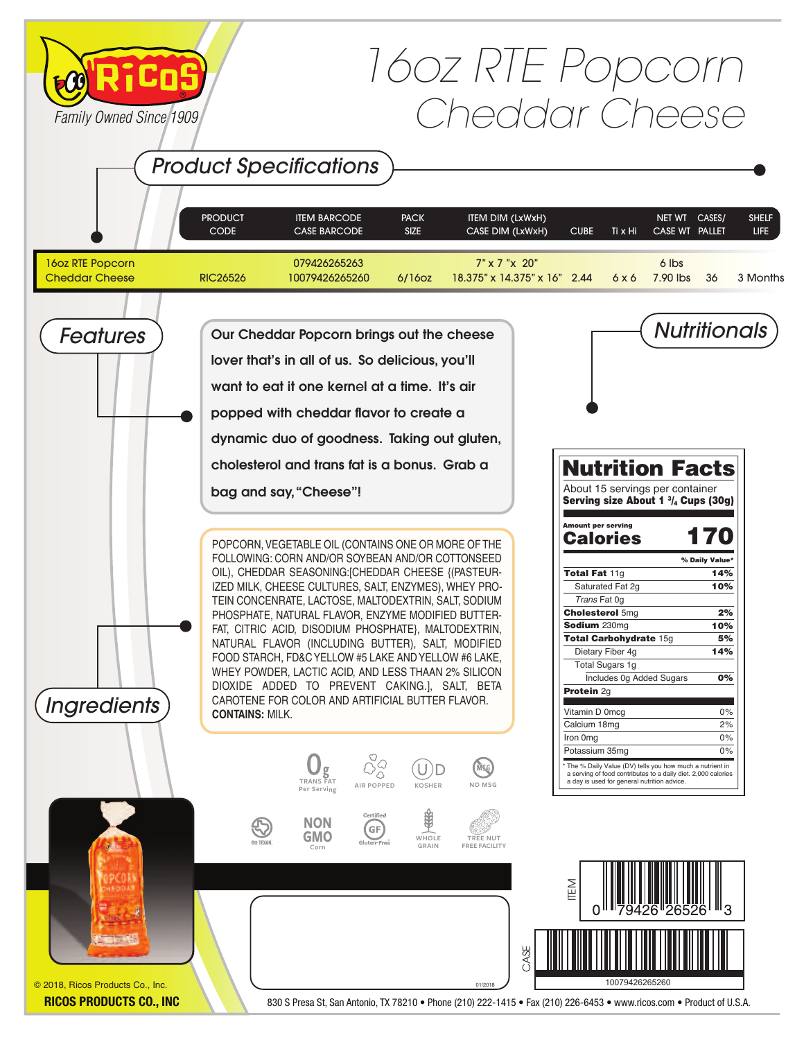RICOS®

Family Owned Since 1909

# 16oz RTE Popcorn Cheddar Cheese

## Product Specifications

| | PRODUCT CODE | ITEM BARCODE / CASE BARCODE | PACK SIZE | ITEM DIM (LxWxH) / CASE DIM (LxWxH) | CUBE | Ti x Hi | NET WT / CASE WT | CASES/ PALLET | SHELF LIFE |
|---|---|---|---|---|---|---|---|---|---|
| 16oz RTE Popcorn Cheddar Cheese | RIC26526 | 079426265263 / 10079426265260 | 6/16oz | 7" x 7 "x 20" / 18.375" x 14.375" x 16" | 2.44 | 6 x 6 | 6 lbs / 7.90 lbs | 36 | 3 Months |

## Features

Our Cheddar Popcorn brings out the cheese lover that's in all of us. So delicious, you'll want to eat it one kernel at a time. It's air popped with cheddar flavor to create a dynamic duo of goodness. Taking out gluten, cholesterol and trans fat is a bonus. Grab a bag and say, "Cheese"!

## Ingredients

POPCORN, VEGETABLE OIL (CONTAINS ONE OR MORE OF THE FOLLOWING: CORN AND/OR SOYBEAN AND/OR COTTONSEED OIL), CHEDDAR SEASONING:[CHEDDAR CHEESE {(PASTEURIZED MILK, CHEESE CULTURES, SALT, ENZYMES), WHEY PROTEIN CONCENRATE, LACTOSE, MALTODEXTRIN, SALT, SODIUM PHOSPHATE, NATURAL FLAVOR, ENZYME MODIFIED BUTTERFAT, CITRIC ACID, DISODIUM PHOSPHATE}, MALTODEXTRIN, NATURAL FLAVOR (INCLUDING BUTTER), SALT, MODIFIED FOOD STARCH, FD&C YELLOW #5 LAKE AND YELLOW #6 LAKE, WHEY POWDER, LACTIC ACID, AND LESS THAAN 2% SILICON DIOXIDE ADDED TO PREVENT CAKING.], SALT, BETA CAROTENE FOR COLOR AND ARTIFICIAL BUTTER FLAVOR.

**CONTAINS:** MILK.

0g TRANS FAT Per Serving • AIR POPPED • KOSHER • NO MSG • GO TEXAN • NON GMO Corn • Certified GF Gluten-Free • WHOLE GRAIN • TREE NUT FREE FACILITY

## Nutritionals

**Nutrition Facts**

About 15 servings per container

**Serving size About 1 3/4 Cups (30g)**

Amount per serving

**Calories 170**

| | % Daily Value* |
|---|---|
| **Total Fat** 11g | 14% |
| Saturated Fat 2g | 10% |
| *Trans* Fat 0g | |
| **Cholesterol** 5mg | 2% |
| **Sodium** 230mg | 10% |
| **Total Carbohydrate** 15g | 5% |
| Dietary Fiber 4g | 14% |
| Total Sugars 1g | |
| Includes 0g Added Sugars | 0% |
| **Protein** 2g | |
| Vitamin D 0mcg | 0% |
| Calcium 18mg | 2% |
| Iron 0mg | 0% |
| Potassium 35mg | 0% |

\* The % Daily Value (DV) tells you how much a nutrient in a serving of food contributes to a daily diet. 2,000 calories a day is used for general nutrition advice.

ITEM: 0 79426 26526 3

CASE: 10079426265260

01/2018

© 2018, Ricos Products Co., Inc.

**RICOS PRODUCTS CO., INC**

830 S Presa St, San Antonio, TX 78210 • Phone (210) 222-1415 • Fax (210) 226-6453 • www.ricos.com • Product of U.S.A.